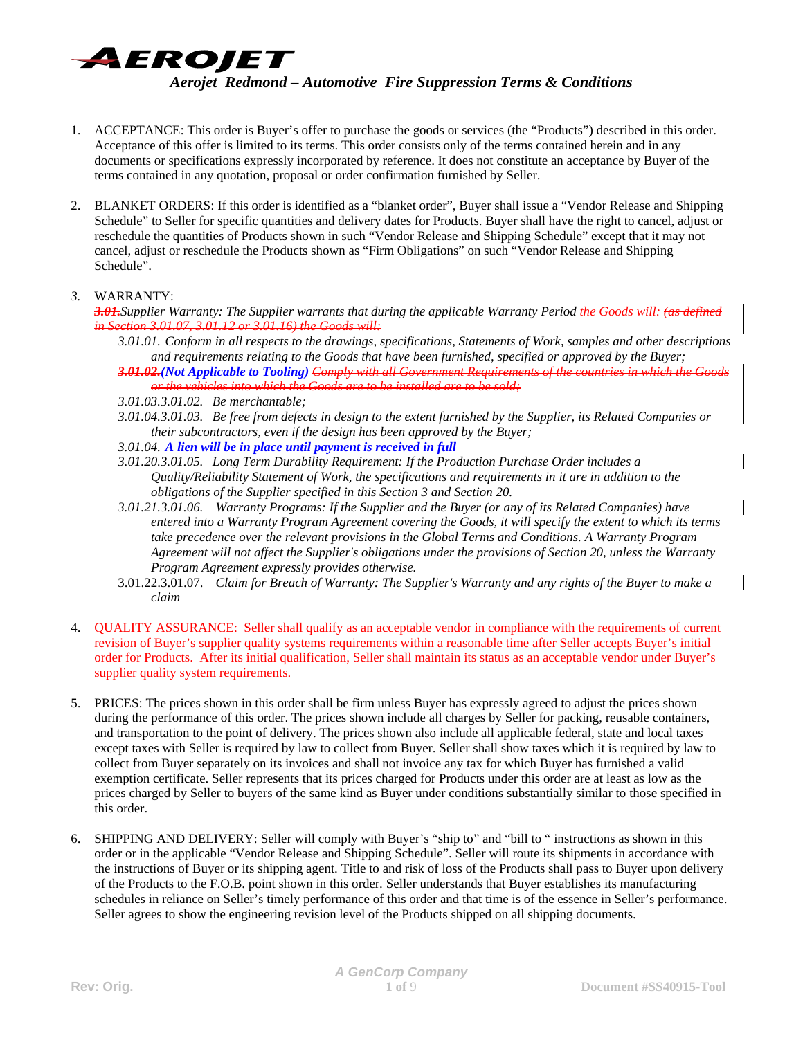# AEROJET

## *Aerojet Redmond – Automotive Fire Suppression Terms & Conditions*

1. ACCEPTANCE: This order is Buyer's offer to purchase the goods or services (the "Products") described in this order. Acceptance of this offer is limited to its terms. This order consists only of the terms contained herein and in any documents or specifications expressly incorporated by reference. It does not constitute an acceptance by Buyer of the terms contained in any quotation, proposal or order confirmation furnished by Seller.

2. BLANKET ORDERS: If this order is identified as a "blanket order", Buyer shall issue a "Vendor Release and Shipping Schedule" to Seller for specific quantities and delivery dates for Products. Buyer shall have the right to cancel, adjust or reschedule the quantities of Products shown in such "Vendor Release and Shipping Schedule" except that it may not cancel, adjust or reschedule the Products shown as "Firm Obligations" on such "Vendor Release and Shipping Schedule".

3. WARRANTY:
   ~~***3.01.***~~*Supplier Warranty: The Supplier warrants that during the applicable Warranty Period* the Goods will: ~~*(as defined in Section 3.01.07, 3.01.12 or 3.01.16) the Goods will:*~~
   - *3.01.01. Conform in all respects to the drawings, specifications, Statements of Work, samples and other descriptions and requirements relating to the Goods that have been furnished, specified or approved by the Buyer;*
   - ~~***3.01.02.***~~***(Not Applicable to Tooling)*** ~~*Comply with all Government Requirements of the countries in which the Goods or the vehicles into which the Goods are to be installed are to be sold;*~~
   - *3.01.03.3.01.02. Be merchantable;*
   - *3.01.04.3.01.03. Be free from defects in design to the extent furnished by the Supplier, its Related Companies or their subcontractors, even if the design has been approved by the Buyer;*
   - *3.01.04.* ***A lien will be in place until payment is received in full***
   - *3.01.20.3.01.05. Long Term Durability Requirement: If the Production Purchase Order includes a Quality/Reliability Statement of Work, the specifications and requirements in it are in addition to the obligations of the Supplier specified in this Section 3 and Section 20.*
   - *3.01.21.3.01.06. Warranty Programs: If the Supplier and the Buyer (or any of its Related Companies) have entered into a Warranty Program Agreement covering the Goods, it will specify the extent to which its terms take precedence over the relevant provisions in the Global Terms and Conditions. A Warranty Program Agreement will not affect the Supplier's obligations under the provisions of Section 20, unless the Warranty Program Agreement expressly provides otherwise.*
   - 3.01.22.3.01.07. *Claim for Breach of Warranty: The Supplier's Warranty and any rights of the Buyer to make a claim*

4. QUALITY ASSURANCE: Seller shall qualify as an acceptable vendor in compliance with the requirements of current revision of Buyer's supplier quality systems requirements within a reasonable time after Seller accepts Buyer's initial order for Products. After its initial qualification, Seller shall maintain its status as an acceptable vendor under Buyer's supplier quality system requirements.

5. PRICES: The prices shown in this order shall be firm unless Buyer has expressly agreed to adjust the prices shown during the performance of this order. The prices shown include all charges by Seller for packing, reusable containers, and transportation to the point of delivery. The prices shown also include all applicable federal, state and local taxes except taxes with Seller is required by law to collect from Buyer. Seller shall show taxes which it is required by law to collect from Buyer separately on its invoices and shall not invoice any tax for which Buyer has furnished a valid exemption certificate. Seller represents that its prices charged for Products under this order are at least as low as the prices charged by Seller to buyers of the same kind as Buyer under conditions substantially similar to those specified in this order.

6. SHIPPING AND DELIVERY: Seller will comply with Buyer's "ship to" and "bill to " instructions as shown in this order or in the applicable "Vendor Release and Shipping Schedule". Seller will route its shipments in accordance with the instructions of Buyer or its shipping agent. Title to and risk of loss of the Products shall pass to Buyer upon delivery of the Products to the F.O.B. point shown in this order. Seller understands that Buyer establishes its manufacturing schedules in reliance on Seller's timely performance of this order and that time is of the essence in Seller's performance. Seller agrees to show the engineering revision level of the Products shipped on all shipping documents.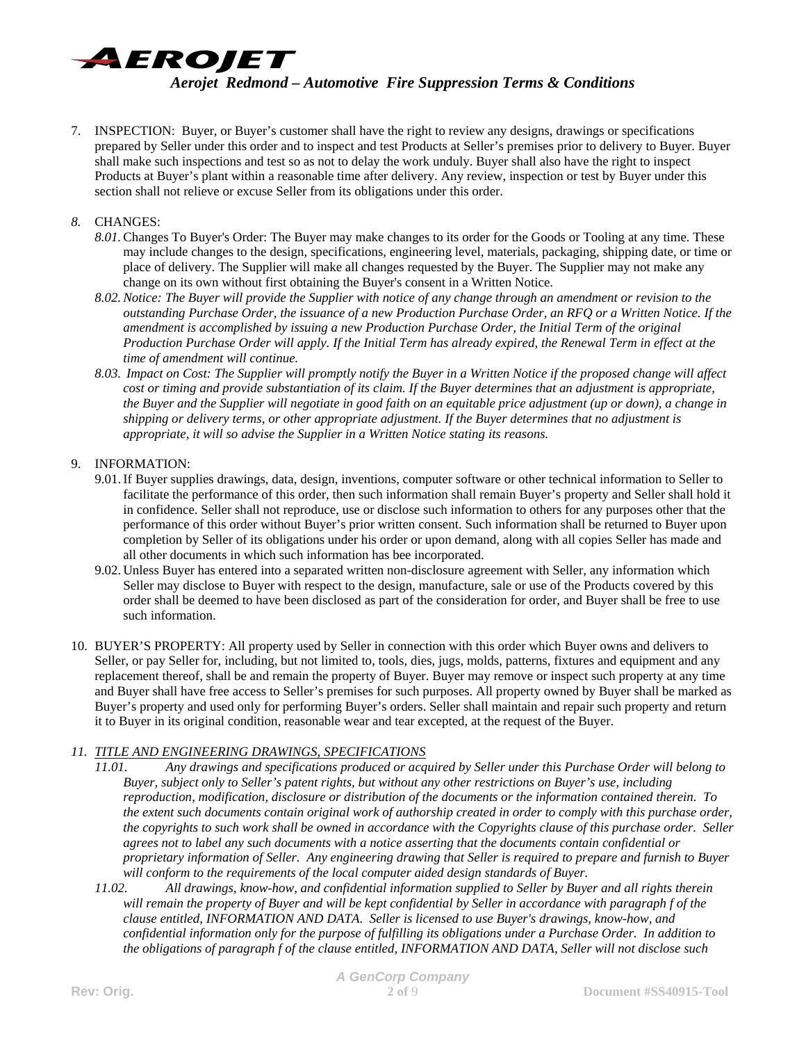7. INSPECTION: Buyer, or Buyer's customer shall have the right to review any designs, drawings or specifications prepared by Seller under this order and to inspect and test Products at Seller's premises prior to delivery to Buyer. Buyer shall make such inspections and test so as not to delay the work unduly. Buyer shall also have the right to inspect Products at Buyer's plant within a reasonable time after delivery. Any review, inspection or test by Buyer under this section shall not relieve or excuse Seller from its obligations under this order.

*8.* CHANGES:

*8.01.* Changes To Buyer's Order: The Buyer may make changes to its order for the Goods or Tooling at any time. These may include changes to the design, specifications, engineering level, materials, packaging, shipping date, or time or place of delivery. The Supplier will make all changes requested by the Buyer. The Supplier may not make any change on its own without first obtaining the Buyer's consent in a Written Notice.

*8.02. Notice: The Buyer will provide the Supplier with notice of any change through an amendment or revision to the outstanding Purchase Order, the issuance of a new Production Purchase Order, an RFQ or a Written Notice. If the amendment is accomplished by issuing a new Production Purchase Order, the Initial Term of the original Production Purchase Order will apply. If the Initial Term has already expired, the Renewal Term in effect at the time of amendment will continue.*

*8.03. Impact on Cost: The Supplier will promptly notify the Buyer in a Written Notice if the proposed change will affect cost or timing and provide substantiation of its claim. If the Buyer determines that an adjustment is appropriate, the Buyer and the Supplier will negotiate in good faith on an equitable price adjustment (up or down), a change in shipping or delivery terms, or other appropriate adjustment. If the Buyer determines that no adjustment is appropriate, it will so advise the Supplier in a Written Notice stating its reasons.*

9. INFORMATION:

9.01. If Buyer supplies drawings, data, design, inventions, computer software or other technical information to Seller to facilitate the performance of this order, then such information shall remain Buyer's property and Seller shall hold it in confidence. Seller shall not reproduce, use or disclose such information to others for any purposes other that the performance of this order without Buyer's prior written consent. Such information shall be returned to Buyer upon completion by Seller of its obligations under his order or upon demand, along with all copies Seller has made and all other documents in which such information has bee incorporated.

9.02. Unless Buyer has entered into a separated written non-disclosure agreement with Seller, any information which Seller may disclose to Buyer with respect to the design, manufacture, sale or use of the Products covered by this order shall be deemed to have been disclosed as part of the consideration for order, and Buyer shall be free to use such information.

10. BUYER'S PROPERTY: All property used by Seller in connection with this order which Buyer owns and delivers to Seller, or pay Seller for, including, but not limited to, tools, dies, jugs, molds, patterns, fixtures and equipment and any replacement thereof, shall be and remain the property of Buyer. Buyer may remove or inspect such property at any time and Buyer shall have free access to Seller's premises for such purposes. All property owned by Buyer shall be marked as Buyer's property and used only for performing Buyer's orders. Seller shall maintain and repair such property and return it to Buyer in its original condition, reasonable wear and tear excepted, at the request of the Buyer.

*11. TITLE AND ENGINEERING DRAWINGS, SPECIFICATIONS*

*11.01. Any drawings and specifications produced or acquired by Seller under this Purchase Order will belong to Buyer, subject only to Seller's patent rights, but without any other restrictions on Buyer's use, including reproduction, modification, disclosure or distribution of the documents or the information contained therein. To the extent such documents contain original work of authorship created in order to comply with this purchase order, the copyrights to such work shall be owned in accordance with the Copyrights clause of this purchase order. Seller agrees not to label any such documents with a notice asserting that the documents contain confidential or proprietary information of Seller. Any engineering drawing that Seller is required to prepare and furnish to Buyer will conform to the requirements of the local computer aided design standards of Buyer.*

*11.02. All drawings, know-how, and confidential information supplied to Seller by Buyer and all rights therein will remain the property of Buyer and will be kept confidential by Seller in accordance with paragraph f of the clause entitled, INFORMATION AND DATA. Seller is licensed to use Buyer's drawings, know-how, and confidential information only for the purpose of fulfilling its obligations under a Purchase Order. In addition to the obligations of paragraph f of the clause entitled, INFORMATION AND DATA, Seller will not disclose such*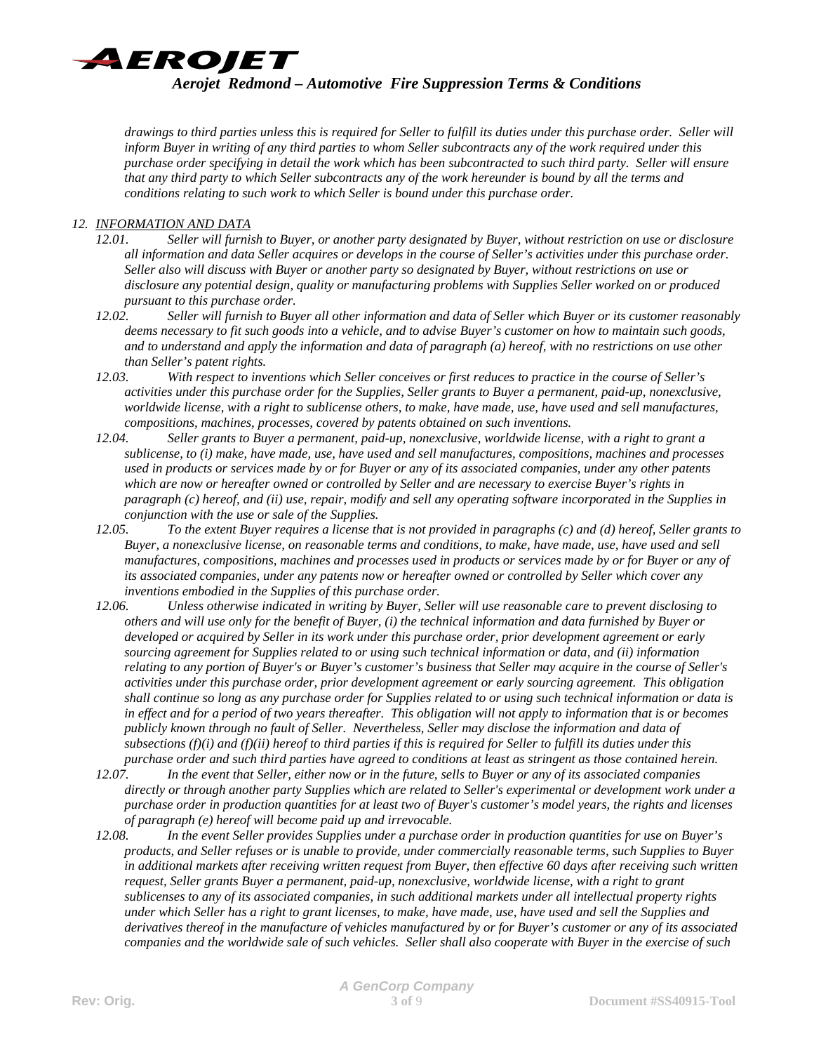*drawings to third parties unless this is required for Seller to fulfill its duties under this purchase order. Seller will inform Buyer in writing of any third parties to whom Seller subcontracts any of the work required under this purchase order specifying in detail the work which has been subcontracted to such third party. Seller will ensure that any third party to which Seller subcontracts any of the work hereunder is bound by all the terms and conditions relating to such work to which Seller is bound under this purchase order.*

12. *INFORMATION AND DATA*

*12.01. Seller will furnish to Buyer, or another party designated by Buyer, without restriction on use or disclosure all information and data Seller acquires or develops in the course of Seller's activities under this purchase order. Seller also will discuss with Buyer or another party so designated by Buyer, without restrictions on use or disclosure any potential design, quality or manufacturing problems with Supplies Seller worked on or produced pursuant to this purchase order.*

*12.02. Seller will furnish to Buyer all other information and data of Seller which Buyer or its customer reasonably deems necessary to fit such goods into a vehicle, and to advise Buyer's customer on how to maintain such goods, and to understand and apply the information and data of paragraph (a) hereof, with no restrictions on use other than Seller's patent rights.*

*12.03. With respect to inventions which Seller conceives or first reduces to practice in the course of Seller's activities under this purchase order for the Supplies, Seller grants to Buyer a permanent, paid-up, nonexclusive, worldwide license, with a right to sublicense others, to make, have made, use, have used and sell manufactures, compositions, machines, processes, covered by patents obtained on such inventions.*

*12.04. Seller grants to Buyer a permanent, paid-up, nonexclusive, worldwide license, with a right to grant a sublicense, to (i) make, have made, use, have used and sell manufactures, compositions, machines and processes used in products or services made by or for Buyer or any of its associated companies, under any other patents which are now or hereafter owned or controlled by Seller and are necessary to exercise Buyer's rights in paragraph (c) hereof, and (ii) use, repair, modify and sell any operating software incorporated in the Supplies in conjunction with the use or sale of the Supplies.*

*12.05. To the extent Buyer requires a license that is not provided in paragraphs (c) and (d) hereof, Seller grants to Buyer, a nonexclusive license, on reasonable terms and conditions, to make, have made, use, have used and sell manufactures, compositions, machines and processes used in products or services made by or for Buyer or any of its associated companies, under any patents now or hereafter owned or controlled by Seller which cover any inventions embodied in the Supplies of this purchase order.*

*12.06. Unless otherwise indicated in writing by Buyer, Seller will use reasonable care to prevent disclosing to others and will use only for the benefit of Buyer, (i) the technical information and data furnished by Buyer or developed or acquired by Seller in its work under this purchase order, prior development agreement or early sourcing agreement for Supplies related to or using such technical information or data, and (ii) information relating to any portion of Buyer's or Buyer's customer's business that Seller may acquire in the course of Seller's activities under this purchase order, prior development agreement or early sourcing agreement. This obligation shall continue so long as any purchase order for Supplies related to or using such technical information or data is in effect and for a period of two years thereafter. This obligation will not apply to information that is or becomes publicly known through no fault of Seller. Nevertheless, Seller may disclose the information and data of subsections (f)(i) and (f)(ii) hereof to third parties if this is required for Seller to fulfill its duties under this purchase order and such third parties have agreed to conditions at least as stringent as those contained herein.*

*12.07. In the event that Seller, either now or in the future, sells to Buyer or any of its associated companies directly or through another party Supplies which are related to Seller's experimental or development work under a purchase order in production quantities for at least two of Buyer's customer's model years, the rights and licenses of paragraph (e) hereof will become paid up and irrevocable.*

*12.08. In the event Seller provides Supplies under a purchase order in production quantities for use on Buyer's products, and Seller refuses or is unable to provide, under commercially reasonable terms, such Supplies to Buyer in additional markets after receiving written request from Buyer, then effective 60 days after receiving such written request, Seller grants Buyer a permanent, paid-up, nonexclusive, worldwide license, with a right to grant sublicenses to any of its associated companies, in such additional markets under all intellectual property rights under which Seller has a right to grant licenses, to make, have made, use, have used and sell the Supplies and derivatives thereof in the manufacture of vehicles manufactured by or for Buyer's customer or any of its associated companies and the worldwide sale of such vehicles. Seller shall also cooperate with Buyer in the exercise of such*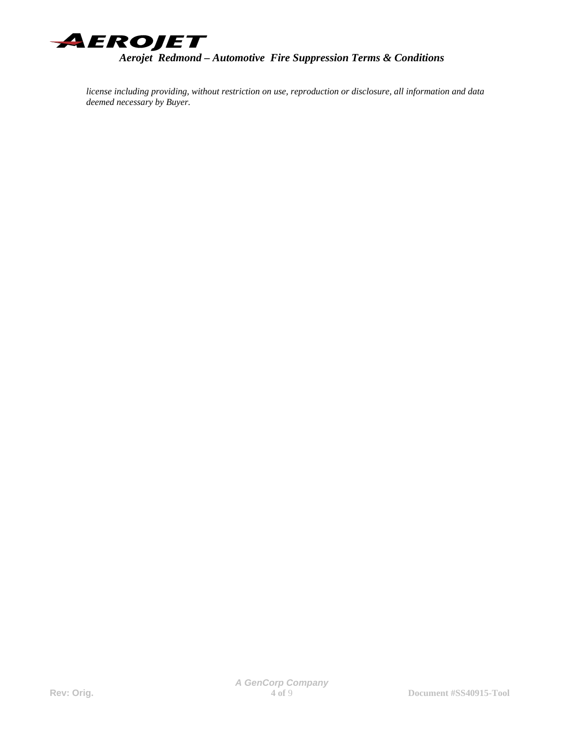*license including providing, without restriction on use, reproduction or disclosure, all information and data deemed necessary by Buyer.*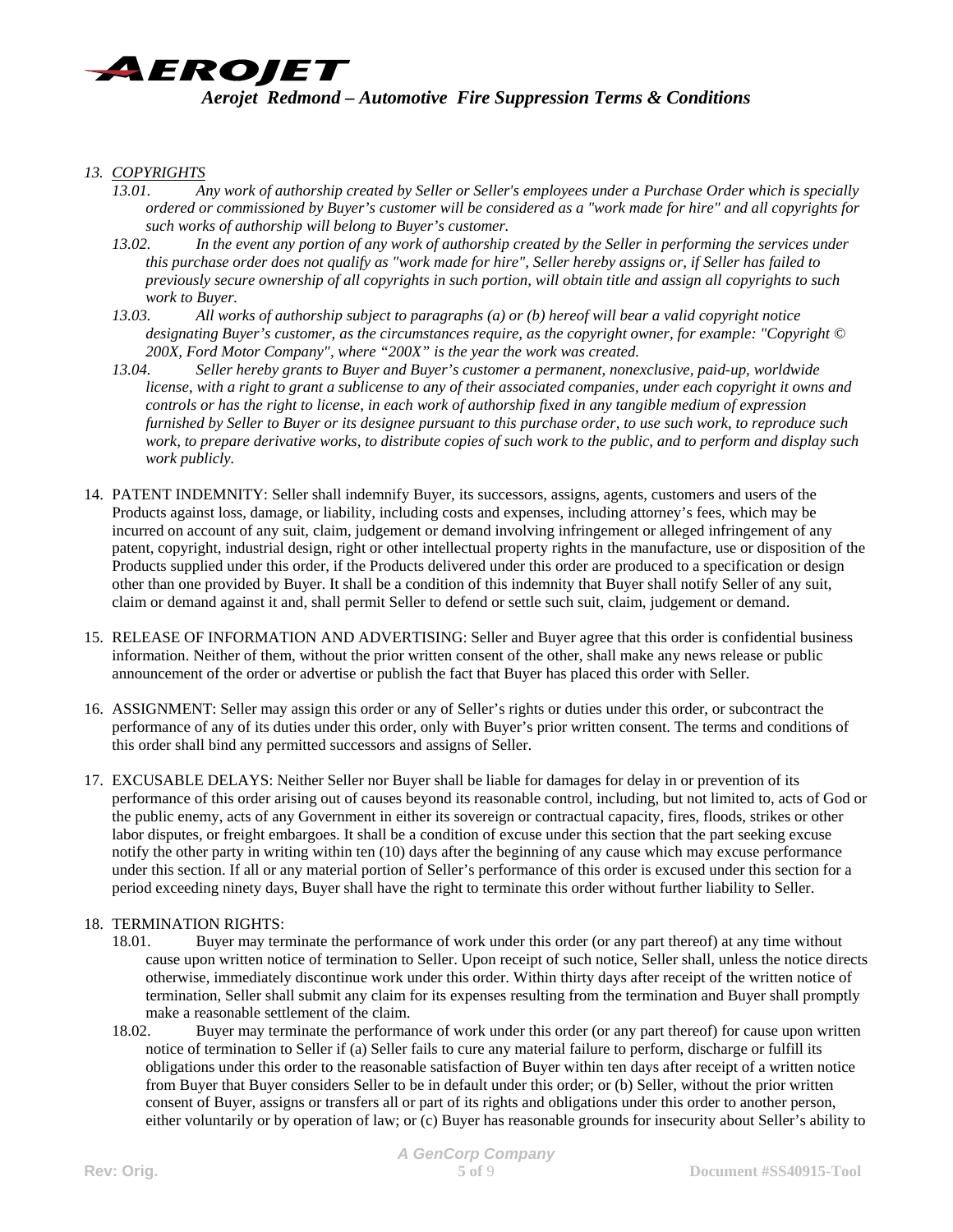13. *COPYRIGHTS*

*13.01. Any work of authorship created by Seller or Seller's employees under a Purchase Order which is specially ordered or commissioned by Buyer's customer will be considered as a "work made for hire" and all copyrights for such works of authorship will belong to Buyer's customer.*

*13.02. In the event any portion of any work of authorship created by the Seller in performing the services under this purchase order does not qualify as "work made for hire", Seller hereby assigns or, if Seller has failed to previously secure ownership of all copyrights in such portion, will obtain title and assign all copyrights to such work to Buyer.*

*13.03. All works of authorship subject to paragraphs (a) or (b) hereof will bear a valid copyright notice designating Buyer's customer, as the circumstances require, as the copyright owner, for example: "Copyright © 200X, Ford Motor Company", where "200X" is the year the work was created.*

*13.04. Seller hereby grants to Buyer and Buyer's customer a permanent, nonexclusive, paid-up, worldwide license, with a right to grant a sublicense to any of their associated companies, under each copyright it owns and controls or has the right to license, in each work of authorship fixed in any tangible medium of expression furnished by Seller to Buyer or its designee pursuant to this purchase order, to use such work, to reproduce such work, to prepare derivative works, to distribute copies of such work to the public, and to perform and display such work publicly.*

14. PATENT INDEMNITY: Seller shall indemnify Buyer, its successors, assigns, agents, customers and users of the Products against loss, damage, or liability, including costs and expenses, including attorney's fees, which may be incurred on account of any suit, claim, judgement or demand involving infringement or alleged infringement of any patent, copyright, industrial design, right or other intellectual property rights in the manufacture, use or disposition of the Products supplied under this order, if the Products delivered under this order are produced to a specification or design other than one provided by Buyer. It shall be a condition of this indemnity that Buyer shall notify Seller of any suit, claim or demand against it and, shall permit Seller to defend or settle such suit, claim, judgement or demand.

15. RELEASE OF INFORMATION AND ADVERTISING: Seller and Buyer agree that this order is confidential business information. Neither of them, without the prior written consent of the other, shall make any news release or public announcement of the order or advertise or publish the fact that Buyer has placed this order with Seller.

16. ASSIGNMENT: Seller may assign this order or any of Seller's rights or duties under this order, or subcontract the performance of any of its duties under this order, only with Buyer's prior written consent. The terms and conditions of this order shall bind any permitted successors and assigns of Seller.

17. EXCUSABLE DELAYS: Neither Seller nor Buyer shall be liable for damages for delay in or prevention of its performance of this order arising out of causes beyond its reasonable control, including, but not limited to, acts of God or the public enemy, acts of any Government in either its sovereign or contractual capacity, fires, floods, strikes or other labor disputes, or freight embargoes. It shall be a condition of excuse under this section that the part seeking excuse notify the other party in writing within ten (10) days after the beginning of any cause which may excuse performance under this section. If all or any material portion of Seller's performance of this order is excused under this section for a period exceeding ninety days, Buyer shall have the right to terminate this order without further liability to Seller.

18. TERMINATION RIGHTS:

18.01. Buyer may terminate the performance of work under this order (or any part thereof) at any time without cause upon written notice of termination to Seller. Upon receipt of such notice, Seller shall, unless the notice directs otherwise, immediately discontinue work under this order. Within thirty days after receipt of the written notice of termination, Seller shall submit any claim for its expenses resulting from the termination and Buyer shall promptly make a reasonable settlement of the claim.

18.02. Buyer may terminate the performance of work under this order (or any part thereof) for cause upon written notice of termination to Seller if (a) Seller fails to cure any material failure to perform, discharge or fulfill its obligations under this order to the reasonable satisfaction of Buyer within ten days after receipt of a written notice from Buyer that Buyer considers Seller to be in default under this order; or (b) Seller, without the prior written consent of Buyer, assigns or transfers all or part of its rights and obligations under this order to another person, either voluntarily or by operation of law; or (c) Buyer has reasonable grounds for insecurity about Seller's ability to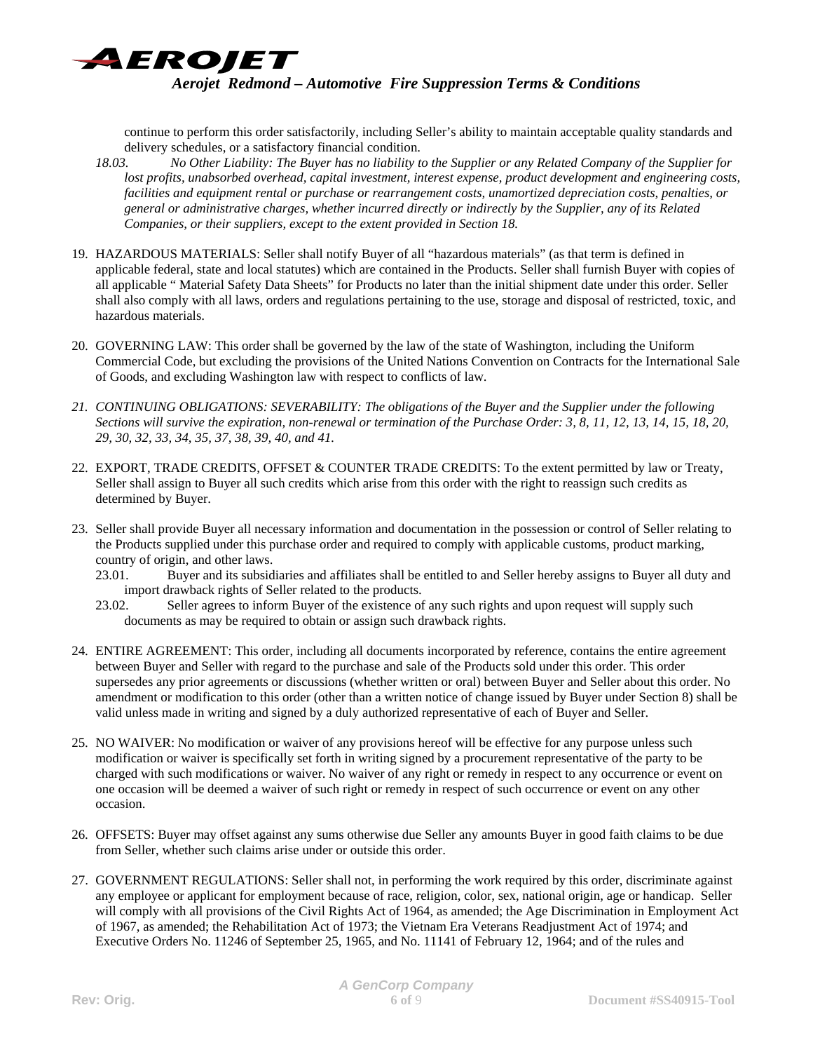continue to perform this order satisfactorily, including Seller's ability to maintain acceptable quality standards and delivery schedules, or a satisfactory financial condition.

*18.03. No Other Liability: The Buyer has no liability to the Supplier or any Related Company of the Supplier for lost profits, unabsorbed overhead, capital investment, interest expense, product development and engineering costs, facilities and equipment rental or purchase or rearrangement costs, unamortized depreciation costs, penalties, or general or administrative charges, whether incurred directly or indirectly by the Supplier, any of its Related Companies, or their suppliers, except to the extent provided in Section 18.*

19. HAZARDOUS MATERIALS: Seller shall notify Buyer of all "hazardous materials" (as that term is defined in applicable federal, state and local statutes) which are contained in the Products. Seller shall furnish Buyer with copies of all applicable " Material Safety Data Sheets" for Products no later than the initial shipment date under this order. Seller shall also comply with all laws, orders and regulations pertaining to the use, storage and disposal of restricted, toxic, and hazardous materials.

20. GOVERNING LAW: This order shall be governed by the law of the state of Washington, including the Uniform Commercial Code, but excluding the provisions of the United Nations Convention on Contracts for the International Sale of Goods, and excluding Washington law with respect to conflicts of law.

21. *CONTINUING OBLIGATIONS: SEVERABILITY: The obligations of the Buyer and the Supplier under the following Sections will survive the expiration, non-renewal or termination of the Purchase Order: 3, 8, 11, 12, 13, 14, 15, 18, 20, 29, 30, 32, 33, 34, 35, 37, 38, 39, 40, and 41.*

22. EXPORT, TRADE CREDITS, OFFSET & COUNTER TRADE CREDITS: To the extent permitted by law or Treaty, Seller shall assign to Buyer all such credits which arise from this order with the right to reassign such credits as determined by Buyer.

23. Seller shall provide Buyer all necessary information and documentation in the possession or control of Seller relating to the Products supplied under this purchase order and required to comply with applicable customs, product marking, country of origin, and other laws.
    - 23.01. Buyer and its subsidiaries and affiliates shall be entitled to and Seller hereby assigns to Buyer all duty and import drawback rights of Seller related to the products.
    - 23.02. Seller agrees to inform Buyer of the existence of any such rights and upon request will supply such documents as may be required to obtain or assign such drawback rights.

24. ENTIRE AGREEMENT: This order, including all documents incorporated by reference, contains the entire agreement between Buyer and Seller with regard to the purchase and sale of the Products sold under this order. This order supersedes any prior agreements or discussions (whether written or oral) between Buyer and Seller about this order. No amendment or modification to this order (other than a written notice of change issued by Buyer under Section 8) shall be valid unless made in writing and signed by a duly authorized representative of each of Buyer and Seller.

25. NO WAIVER: No modification or waiver of any provisions hereof will be effective for any purpose unless such modification or waiver is specifically set forth in writing signed by a procurement representative of the party to be charged with such modifications or waiver. No waiver of any right or remedy in respect to any occurrence or event on one occasion will be deemed a waiver of such right or remedy in respect of such occurrence or event on any other occasion.

26. OFFSETS: Buyer may offset against any sums otherwise due Seller any amounts Buyer in good faith claims to be due from Seller, whether such claims arise under or outside this order.

27. GOVERNMENT REGULATIONS: Seller shall not, in performing the work required by this order, discriminate against any employee or applicant for employment because of race, religion, color, sex, national origin, age or handicap. Seller will comply with all provisions of the Civil Rights Act of 1964, as amended; the Age Discrimination in Employment Act of 1967, as amended; the Rehabilitation Act of 1973; the Vietnam Era Veterans Readjustment Act of 1974; and Executive Orders No. 11246 of September 25, 1965, and No. 11141 of February 12, 1964; and of the rules and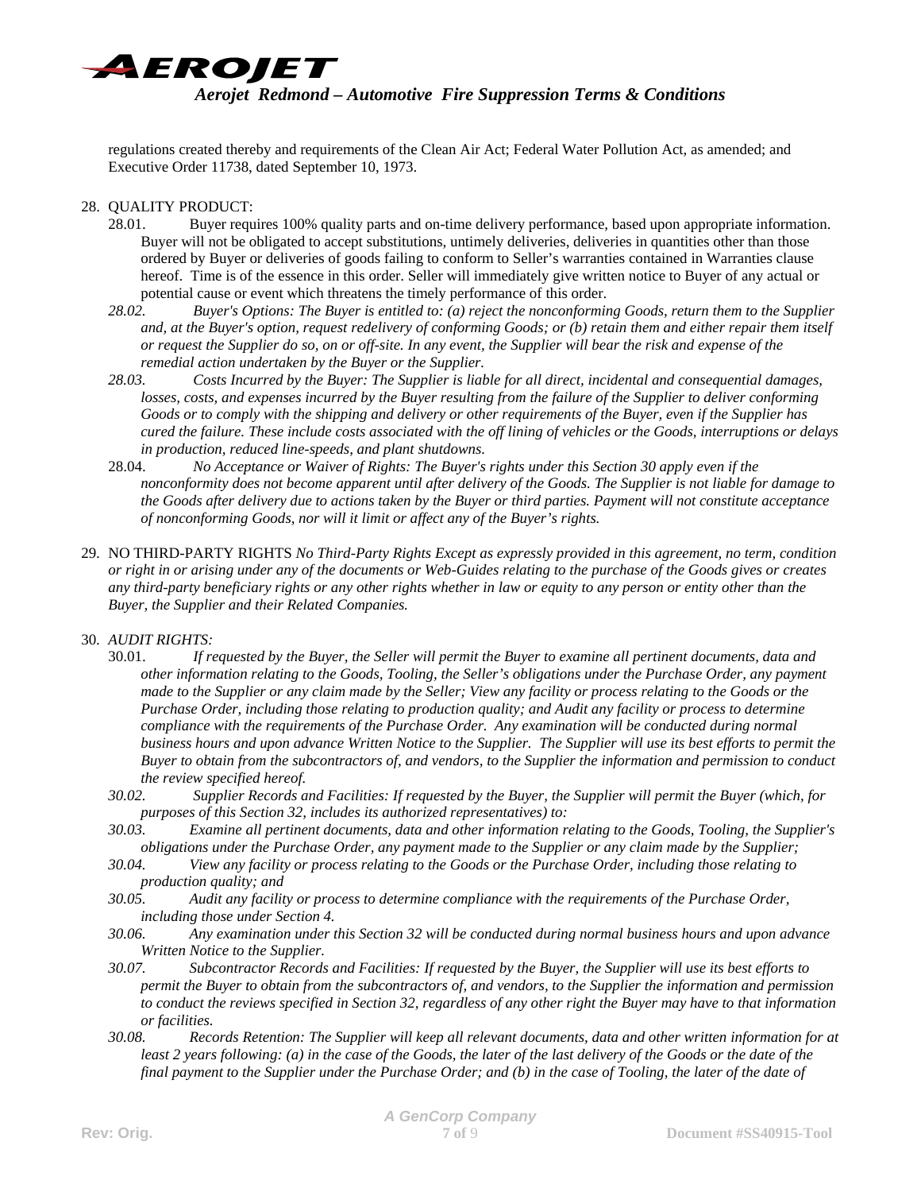regulations created thereby and requirements of the Clean Air Act; Federal Water Pollution Act, as amended; and Executive Order 11738, dated September 10, 1973.

28. QUALITY PRODUCT:

28.01. Buyer requires 100% quality parts and on-time delivery performance, based upon appropriate information. Buyer will not be obligated to accept substitutions, untimely deliveries, deliveries in quantities other than those ordered by Buyer or deliveries of goods failing to conform to Seller's warranties contained in Warranties clause hereof. Time is of the essence in this order. Seller will immediately give written notice to Buyer of any actual or potential cause or event which threatens the timely performance of this order.

*28.02. Buyer's Options: The Buyer is entitled to: (a) reject the nonconforming Goods, return them to the Supplier and, at the Buyer's option, request redelivery of conforming Goods; or (b) retain them and either repair them itself or request the Supplier do so, on or off-site. In any event, the Supplier will bear the risk and expense of the remedial action undertaken by the Buyer or the Supplier.*

*28.03. Costs Incurred by the Buyer: The Supplier is liable for all direct, incidental and consequential damages, losses, costs, and expenses incurred by the Buyer resulting from the failure of the Supplier to deliver conforming Goods or to comply with the shipping and delivery or other requirements of the Buyer, even if the Supplier has cured the failure. These include costs associated with the off lining of vehicles or the Goods, interruptions or delays in production, reduced line-speeds, and plant shutdowns.*

28.04. *No Acceptance or Waiver of Rights: The Buyer's rights under this Section 30 apply even if the nonconformity does not become apparent until after delivery of the Goods. The Supplier is not liable for damage to the Goods after delivery due to actions taken by the Buyer or third parties. Payment will not constitute acceptance of nonconforming Goods, nor will it limit or affect any of the Buyer's rights.*

29. NO THIRD-PARTY RIGHTS *No Third-Party Rights Except as expressly provided in this agreement, no term, condition or right in or arising under any of the documents or Web-Guides relating to the purchase of the Goods gives or creates any third-party beneficiary rights or any other rights whether in law or equity to any person or entity other than the Buyer, the Supplier and their Related Companies.*

30. *AUDIT RIGHTS:*

30.01. *If requested by the Buyer, the Seller will permit the Buyer to examine all pertinent documents, data and other information relating to the Goods, Tooling, the Seller's obligations under the Purchase Order, any payment made to the Supplier or any claim made by the Seller; View any facility or process relating to the Goods or the Purchase Order, including those relating to production quality; and Audit any facility or process to determine compliance with the requirements of the Purchase Order. Any examination will be conducted during normal business hours and upon advance Written Notice to the Supplier. The Supplier will use its best efforts to permit the Buyer to obtain from the subcontractors of, and vendors, to the Supplier the information and permission to conduct the review specified hereof.*

*30.02. Supplier Records and Facilities: If requested by the Buyer, the Supplier will permit the Buyer (which, for purposes of this Section 32, includes its authorized representatives) to:*

*30.03. Examine all pertinent documents, data and other information relating to the Goods, Tooling, the Supplier's obligations under the Purchase Order, any payment made to the Supplier or any claim made by the Supplier;*

*30.04. View any facility or process relating to the Goods or the Purchase Order, including those relating to production quality; and*

*30.05. Audit any facility or process to determine compliance with the requirements of the Purchase Order, including those under Section 4.*

*30.06. Any examination under this Section 32 will be conducted during normal business hours and upon advance Written Notice to the Supplier.*

*30.07. Subcontractor Records and Facilities: If requested by the Buyer, the Supplier will use its best efforts to permit the Buyer to obtain from the subcontractors of, and vendors, to the Supplier the information and permission to conduct the reviews specified in Section 32, regardless of any other right the Buyer may have to that information or facilities.*

*30.08. Records Retention: The Supplier will keep all relevant documents, data and other written information for at least 2 years following: (a) in the case of the Goods, the later of the last delivery of the Goods or the date of the final payment to the Supplier under the Purchase Order; and (b) in the case of Tooling, the later of the date of*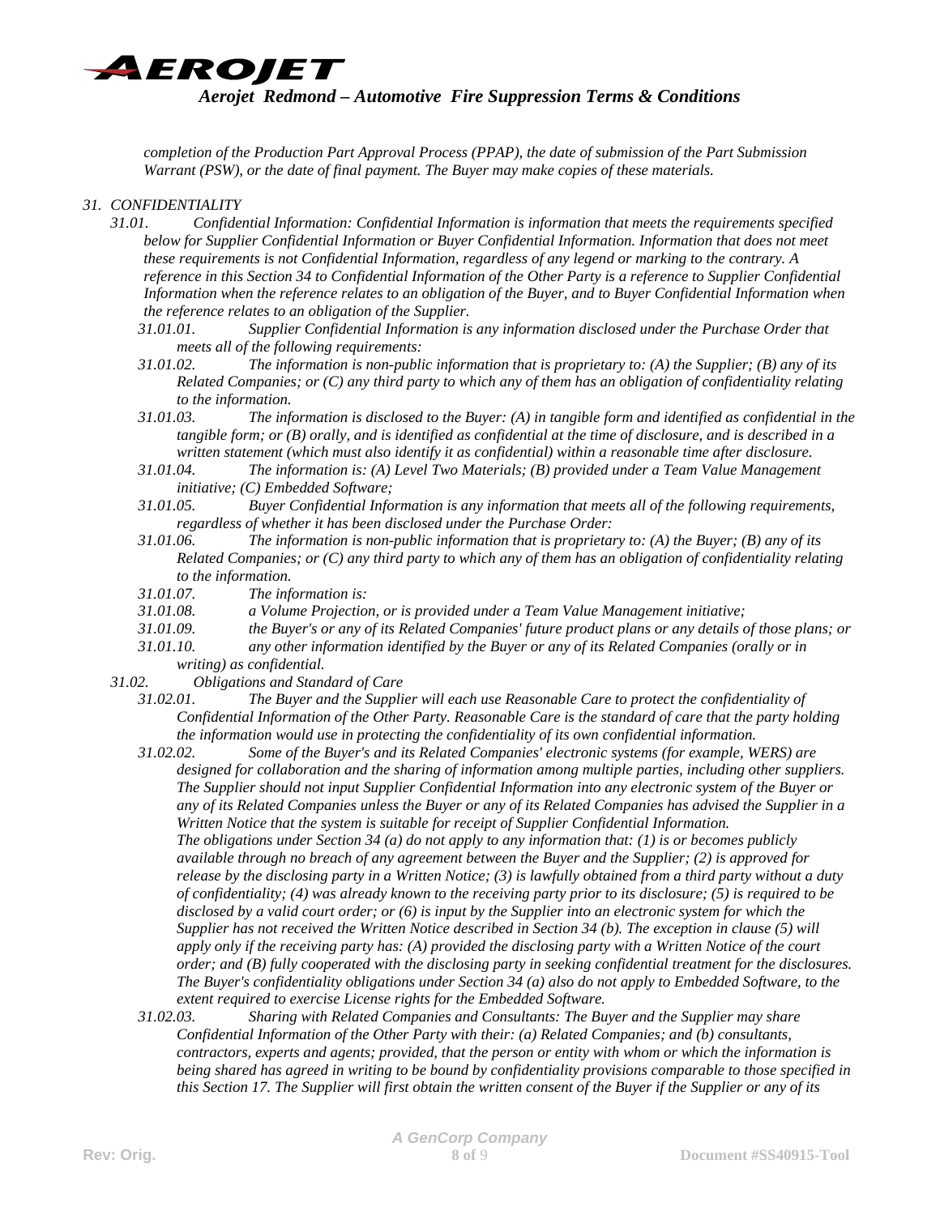*completion of the Production Part Approval Process (PPAP), the date of submission of the Part Submission Warrant (PSW), or the date of final payment. The Buyer may make copies of these materials.*

*31. CONFIDENTIALITY*

*31.01. Confidential Information: Confidential Information is information that meets the requirements specified below for Supplier Confidential Information or Buyer Confidential Information. Information that does not meet these requirements is not Confidential Information, regardless of any legend or marking to the contrary. A reference in this Section 34 to Confidential Information of the Other Party is a reference to Supplier Confidential Information when the reference relates to an obligation of the Buyer, and to Buyer Confidential Information when the reference relates to an obligation of the Supplier.*

*31.01.01. Supplier Confidential Information is any information disclosed under the Purchase Order that meets all of the following requirements:*

*31.01.02. The information is non-public information that is proprietary to: (A) the Supplier; (B) any of its Related Companies; or (C) any third party to which any of them has an obligation of confidentiality relating to the information.*

*31.01.03. The information is disclosed to the Buyer: (A) in tangible form and identified as confidential in the tangible form; or (B) orally, and is identified as confidential at the time of disclosure, and is described in a written statement (which must also identify it as confidential) within a reasonable time after disclosure.*

*31.01.04. The information is: (A) Level Two Materials; (B) provided under a Team Value Management initiative; (C) Embedded Software;*

*31.01.05. Buyer Confidential Information is any information that meets all of the following requirements, regardless of whether it has been disclosed under the Purchase Order:*

*31.01.06. The information is non-public information that is proprietary to: (A) the Buyer; (B) any of its Related Companies; or (C) any third party to which any of them has an obligation of confidentiality relating to the information.*

*31.01.07. The information is:*

*31.01.08. a Volume Projection, or is provided under a Team Value Management initiative;*

*31.01.09. the Buyer's or any of its Related Companies' future product plans or any details of those plans; or*

*31.01.10. any other information identified by the Buyer or any of its Related Companies (orally or in writing) as confidential.*

*31.02. Obligations and Standard of Care*

*31.02.01. The Buyer and the Supplier will each use Reasonable Care to protect the confidentiality of Confidential Information of the Other Party. Reasonable Care is the standard of care that the party holding the information would use in protecting the confidentiality of its own confidential information.*

*31.02.02. Some of the Buyer's and its Related Companies' electronic systems (for example, WERS) are designed for collaboration and the sharing of information among multiple parties, including other suppliers. The Supplier should not input Supplier Confidential Information into any electronic system of the Buyer or any of its Related Companies unless the Buyer or any of its Related Companies has advised the Supplier in a Written Notice that the system is suitable for receipt of Supplier Confidential Information.*
*The obligations under Section 34 (a) do not apply to any information that: (1) is or becomes publicly available through no breach of any agreement between the Buyer and the Supplier; (2) is approved for release by the disclosing party in a Written Notice; (3) is lawfully obtained from a third party without a duty of confidentiality; (4) was already known to the receiving party prior to its disclosure; (5) is required to be disclosed by a valid court order; or (6) is input by the Supplier into an electronic system for which the Supplier has not received the Written Notice described in Section 34 (b). The exception in clause (5) will apply only if the receiving party has: (A) provided the disclosing party with a Written Notice of the court order; and (B) fully cooperated with the disclosing party in seeking confidential treatment for the disclosures. The Buyer's confidentiality obligations under Section 34 (a) also do not apply to Embedded Software, to the extent required to exercise License rights for the Embedded Software.*

*31.02.03. Sharing with Related Companies and Consultants: The Buyer and the Supplier may share Confidential Information of the Other Party with their: (a) Related Companies; and (b) consultants, contractors, experts and agents; provided, that the person or entity with whom or which the information is being shared has agreed in writing to be bound by confidentiality provisions comparable to those specified in this Section 17. The Supplier will first obtain the written consent of the Buyer if the Supplier or any of its*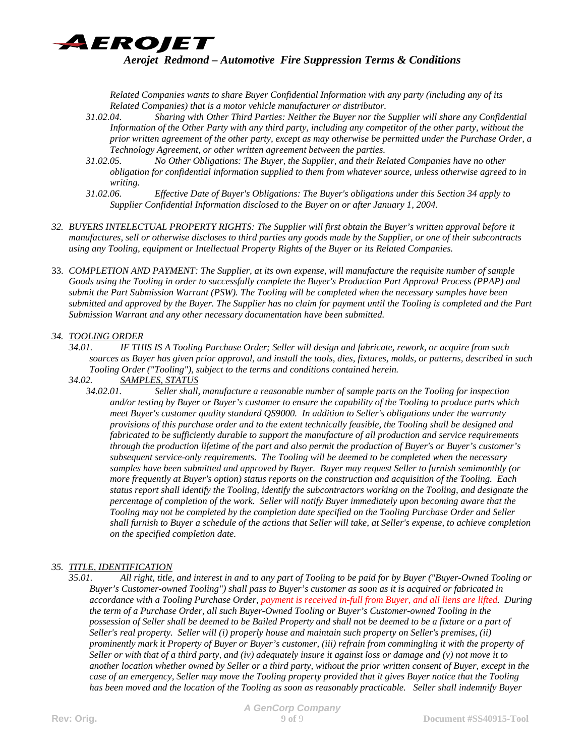*Related Companies wants to share Buyer Confidential Information with any party (including any of its Related Companies) that is a motor vehicle manufacturer or distributor.*

*31.02.04. Sharing with Other Third Parties: Neither the Buyer nor the Supplier will share any Confidential Information of the Other Party with any third party, including any competitor of the other party, without the prior written agreement of the other party, except as may otherwise be permitted under the Purchase Order, a Technology Agreement, or other written agreement between the parties.*

*31.02.05. No Other Obligations: The Buyer, the Supplier, and their Related Companies have no other obligation for confidential information supplied to them from whatever source, unless otherwise agreed to in writing.*

*31.02.06. Effective Date of Buyer's Obligations: The Buyer's obligations under this Section 34 apply to Supplier Confidential Information disclosed to the Buyer on or after January 1, 2004.*

*32. BUYERS INTELECTUAL PROPERTY RIGHTS: The Supplier will first obtain the Buyer's written approval before it manufactures, sell or otherwise discloses to third parties any goods made by the Supplier, or one of their subcontracts using any Tooling, equipment or Intellectual Property Rights of the Buyer or its Related Companies.*

33. *COMPLETION AND PAYMENT: The Supplier, at its own expense, will manufacture the requisite number of sample Goods using the Tooling in order to successfully complete the Buyer's Production Part Approval Process (PPAP) and submit the Part Submission Warrant (PSW). The Tooling will be completed when the necessary samples have been submitted and approved by the Buyer. The Supplier has no claim for payment until the Tooling is completed and the Part Submission Warrant and any other necessary documentation have been submitted.*

*34. TOOLING ORDER*

*34.01. IF THIS IS A Tooling Purchase Order; Seller will design and fabricate, rework, or acquire from such sources as Buyer has given prior approval, and install the tools, dies, fixtures, molds, or patterns, described in such Tooling Order ("Tooling"), subject to the terms and conditions contained herein.*

*34.02. SAMPLES, STATUS*

*34.02.01. Seller shall, manufacture a reasonable number of sample parts on the Tooling for inspection and/or testing by Buyer or Buyer's customer to ensure the capability of the Tooling to produce parts which meet Buyer's customer quality standard QS9000. In addition to Seller's obligations under the warranty provisions of this purchase order and to the extent technically feasible, the Tooling shall be designed and fabricated to be sufficiently durable to support the manufacture of all production and service requirements through the production lifetime of the part and also permit the production of Buyer's or Buyer's customer's subsequent service-only requirements. The Tooling will be deemed to be completed when the necessary samples have been submitted and approved by Buyer. Buyer may request Seller to furnish semimonthly (or more frequently at Buyer's option) status reports on the construction and acquisition of the Tooling. Each status report shall identify the Tooling, identify the subcontractors working on the Tooling, and designate the percentage of completion of the work. Seller will notify Buyer immediately upon becoming aware that the Tooling may not be completed by the completion date specified on the Tooling Purchase Order and Seller shall furnish to Buyer a schedule of the actions that Seller will take, at Seller's expense, to achieve completion on the specified completion date.*

*35. TITLE, IDENTIFICATION*

*35.01. All right, title, and interest in and to any part of Tooling to be paid for by Buyer ("Buyer-Owned Tooling or Buyer's Customer-owned Tooling") shall pass to Buyer's customer as soon as it is acquired or fabricated in accordance with a Tooling Purchase Order, payment is received in-full from Buyer, and all liens are lifted. During the term of a Purchase Order, all such Buyer-Owned Tooling or Buyer's Customer-owned Tooling in the possession of Seller shall be deemed to be Bailed Property and shall not be deemed to be a fixture or a part of Seller's real property. Seller will (i) properly house and maintain such property on Seller's premises, (ii) prominently mark it Property of Buyer or Buyer's customer, (iii) refrain from commingling it with the property of Seller or with that of a third party, and (iv) adequately insure it against loss or damage and (v) not move it to another location whether owned by Seller or a third party, without the prior written consent of Buyer, except in the case of an emergency, Seller may move the Tooling property provided that it gives Buyer notice that the Tooling has been moved and the location of the Tooling as soon as reasonably practicable. Seller shall indemnify Buyer*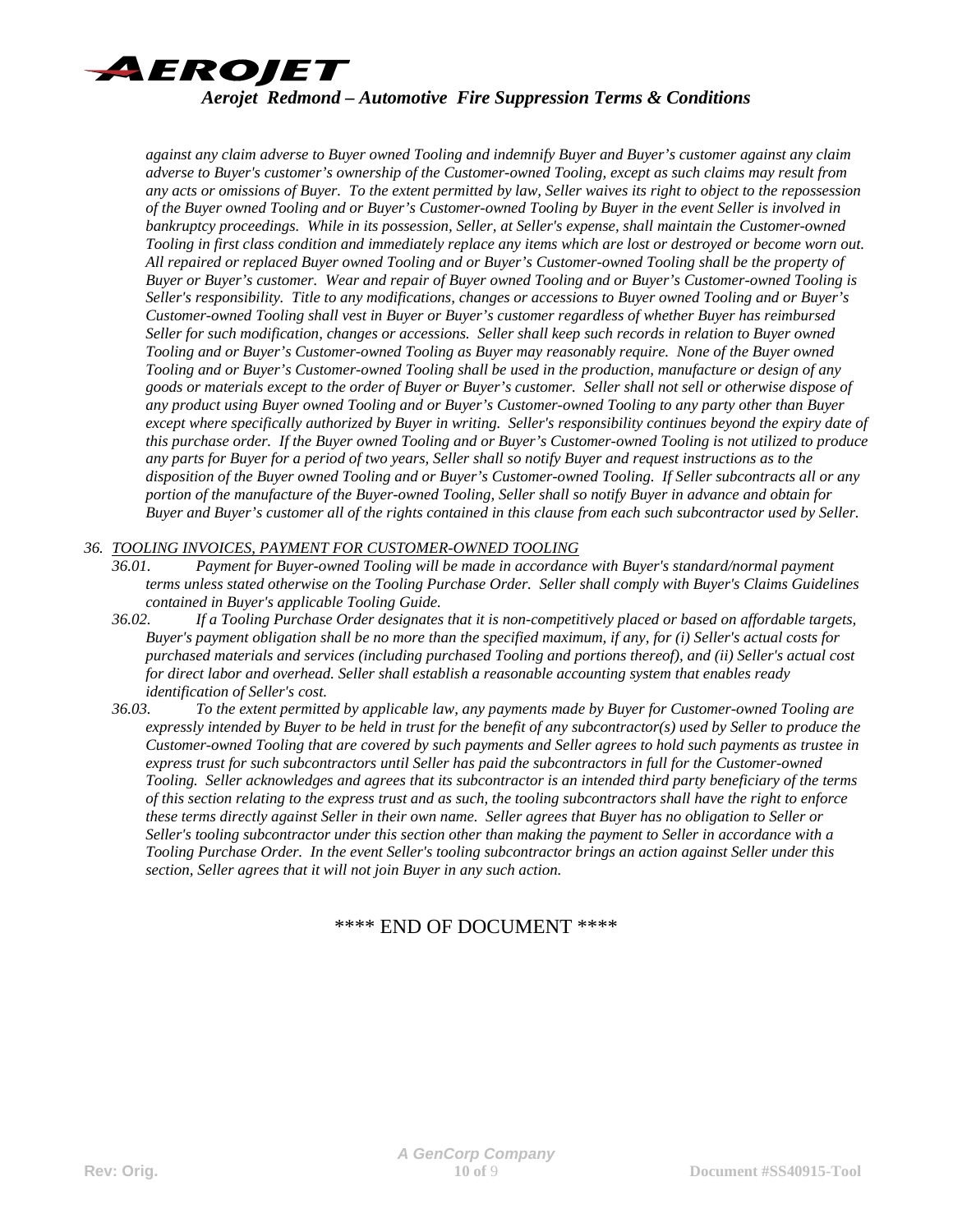*against any claim adverse to Buyer owned Tooling and indemnify Buyer and Buyer's customer against any claim adverse to Buyer's customer's ownership of the Customer-owned Tooling, except as such claims may result from any acts or omissions of Buyer. To the extent permitted by law, Seller waives its right to object to the repossession of the Buyer owned Tooling and or Buyer's Customer-owned Tooling by Buyer in the event Seller is involved in bankruptcy proceedings. While in its possession, Seller, at Seller's expense, shall maintain the Customer-owned Tooling in first class condition and immediately replace any items which are lost or destroyed or become worn out. All repaired or replaced Buyer owned Tooling and or Buyer's Customer-owned Tooling shall be the property of Buyer or Buyer's customer. Wear and repair of Buyer owned Tooling and or Buyer's Customer-owned Tooling is Seller's responsibility. Title to any modifications, changes or accessions to Buyer owned Tooling and or Buyer's Customer-owned Tooling shall vest in Buyer or Buyer's customer regardless of whether Buyer has reimbursed Seller for such modification, changes or accessions. Seller shall keep such records in relation to Buyer owned Tooling and or Buyer's Customer-owned Tooling as Buyer may reasonably require. None of the Buyer owned Tooling and or Buyer's Customer-owned Tooling shall be used in the production, manufacture or design of any goods or materials except to the order of Buyer or Buyer's customer. Seller shall not sell or otherwise dispose of any product using Buyer owned Tooling and or Buyer's Customer-owned Tooling to any party other than Buyer except where specifically authorized by Buyer in writing. Seller's responsibility continues beyond the expiry date of this purchase order. If the Buyer owned Tooling and or Buyer's Customer-owned Tooling is not utilized to produce any parts for Buyer for a period of two years, Seller shall so notify Buyer and request instructions as to the disposition of the Buyer owned Tooling and or Buyer's Customer-owned Tooling. If Seller subcontracts all or any portion of the manufacture of the Buyer-owned Tooling, Seller shall so notify Buyer in advance and obtain for Buyer and Buyer's customer all of the rights contained in this clause from each such subcontractor used by Seller.*

*36. <u>TOOLING INVOICES, PAYMENT FOR CUSTOMER-OWNED TOOLING</u>*

*36.01. Payment for Buyer-owned Tooling will be made in accordance with Buyer's standard/normal payment terms unless stated otherwise on the Tooling Purchase Order. Seller shall comply with Buyer's Claims Guidelines contained in Buyer's applicable Tooling Guide.*

*36.02. If a Tooling Purchase Order designates that it is non-competitively placed or based on affordable targets, Buyer's payment obligation shall be no more than the specified maximum, if any, for (i) Seller's actual costs for purchased materials and services (including purchased Tooling and portions thereof), and (ii) Seller's actual cost for direct labor and overhead. Seller shall establish a reasonable accounting system that enables ready identification of Seller's cost.*

*36.03. To the extent permitted by applicable law, any payments made by Buyer for Customer-owned Tooling are expressly intended by Buyer to be held in trust for the benefit of any subcontractor(s) used by Seller to produce the Customer-owned Tooling that are covered by such payments and Seller agrees to hold such payments as trustee in express trust for such subcontractors until Seller has paid the subcontractors in full for the Customer-owned Tooling. Seller acknowledges and agrees that its subcontractor is an intended third party beneficiary of the terms of this section relating to the express trust and as such, the tooling subcontractors shall have the right to enforce these terms directly against Seller in their own name. Seller agrees that Buyer has no obligation to Seller or Seller's tooling subcontractor under this section other than making the payment to Seller in accordance with a Tooling Purchase Order. In the event Seller's tooling subcontractor brings an action against Seller under this section, Seller agrees that it will not join Buyer in any such action.*

**** END OF DOCUMENT ****